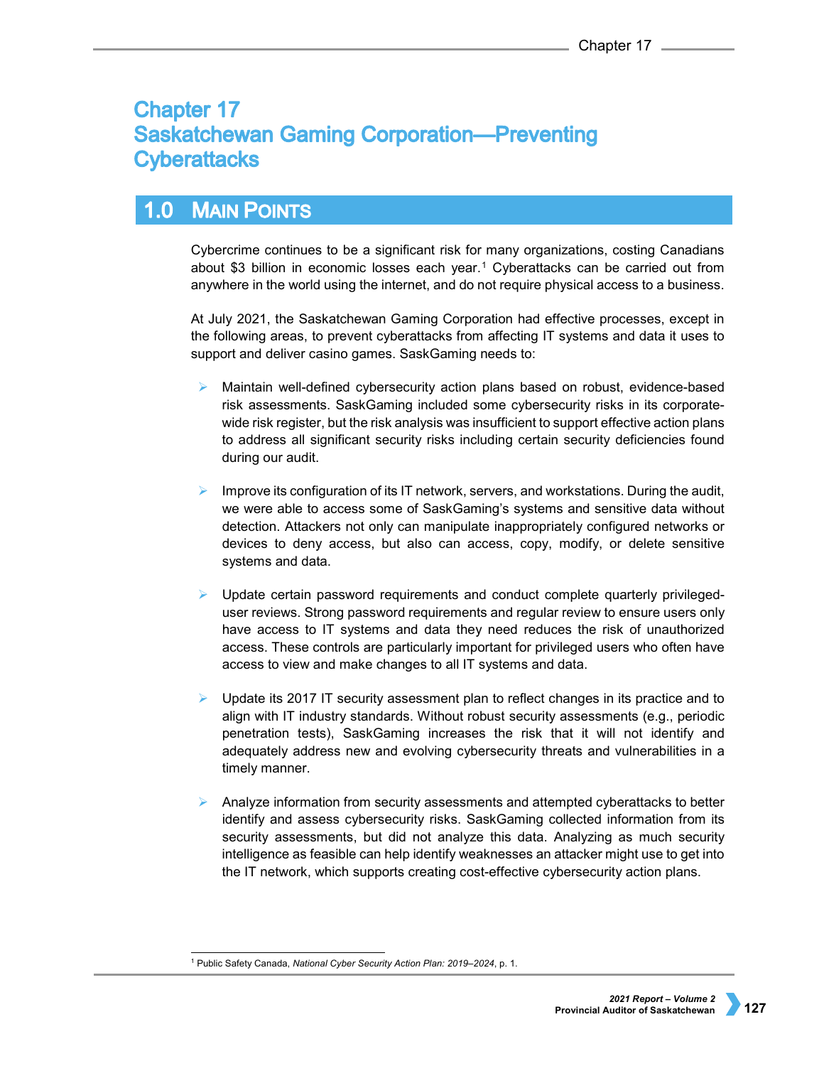# Chapter 17
# Saskatchewan Gaming Corporation—Preventing Cyberattacks

## 1.0 Main Points

Cybercrime continues to be a significant risk for many organizations, costing Canadians about $3 billion in economic losses each year.[1] Cyberattacks can be carried out from anywhere in the world using the internet, and do not require physical access to a business.

At July 2021, the Saskatchewan Gaming Corporation had effective processes, except in the following areas, to prevent cyberattacks from affecting IT systems and data it uses to support and deliver casino games. SaskGaming needs to:

- Maintain well-defined cybersecurity action plans based on robust, evidence-based risk assessments. SaskGaming included some cybersecurity risks in its corporate-wide risk register, but the risk analysis was insufficient to support effective action plans to address all significant security risks including certain security deficiencies found during our audit.

- Improve its configuration of its IT network, servers, and workstations. During the audit, we were able to access some of SaskGaming's systems and sensitive data without detection. Attackers not only can manipulate inappropriately configured networks or devices to deny access, but also can access, copy, modify, or delete sensitive systems and data.

- Update certain password requirements and conduct complete quarterly privileged-user reviews. Strong password requirements and regular review to ensure users only have access to IT systems and data they need reduces the risk of unauthorized access. These controls are particularly important for privileged users who often have access to view and make changes to all IT systems and data.

- Update its 2017 IT security assessment plan to reflect changes in its practice and to align with IT industry standards. Without robust security assessments (e.g., periodic penetration tests), SaskGaming increases the risk that it will not identify and adequately address new and evolving cybersecurity threats and vulnerabilities in a timely manner.

- Analyze information from security assessments and attempted cyberattacks to better identify and assess cybersecurity risks. SaskGaming collected information from its security assessments, but did not analyze this data. Analyzing as much security intelligence as feasible can help identify weaknesses an attacker might use to get into the IT network, which supports creating cost-effective cybersecurity action plans.

---

[1] Public Safety Canada, *National Cyber Security Action Plan: 2019–2024*, p. 1.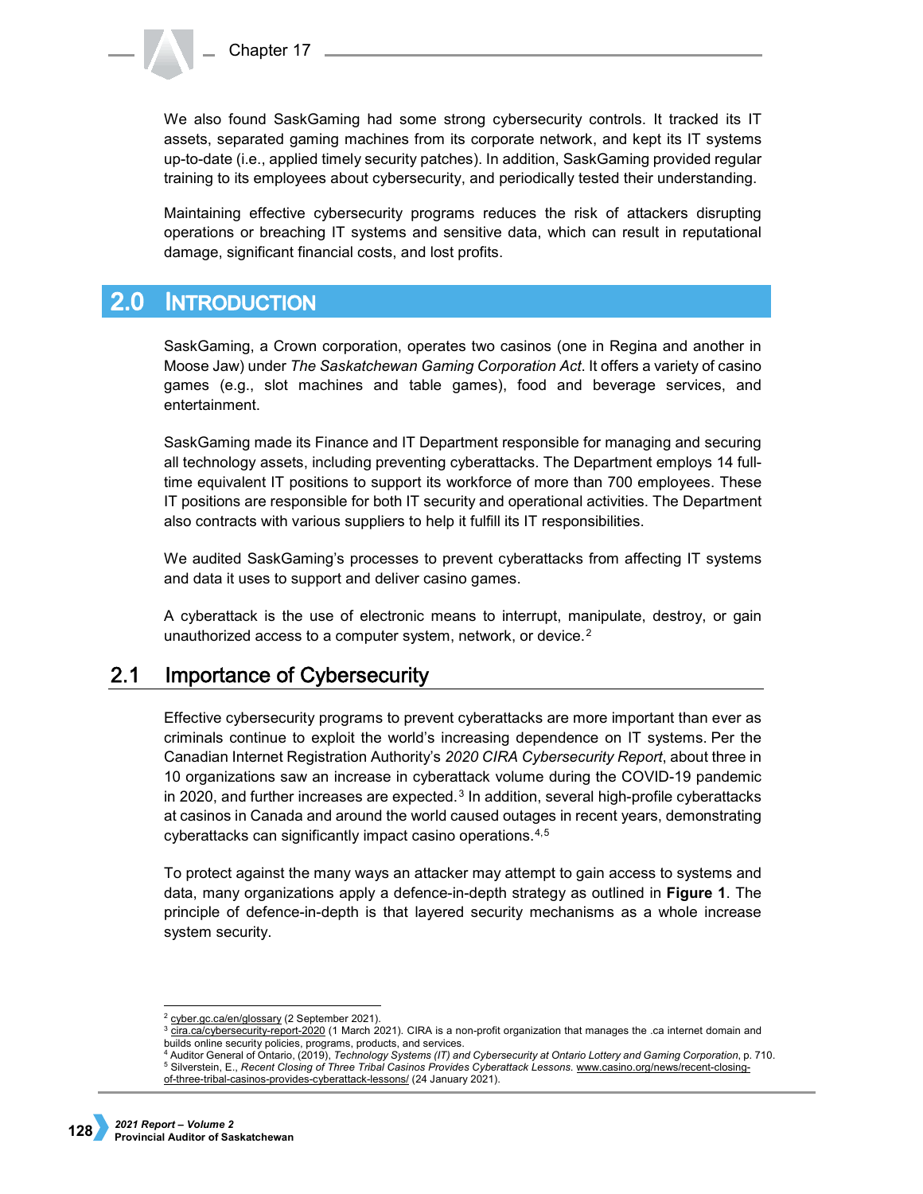We also found SaskGaming had some strong cybersecurity controls. It tracked its IT assets, separated gaming machines from its corporate network, and kept its IT systems up-to-date (i.e., applied timely security patches). In addition, SaskGaming provided regular training to its employees about cybersecurity, and periodically tested their understanding.

Maintaining effective cybersecurity programs reduces the risk of attackers disrupting operations or breaching IT systems and sensitive data, which can result in reputational damage, significant financial costs, and lost profits.

# 2.0 Introduction

SaskGaming, a Crown corporation, operates two casinos (one in Regina and another in Moose Jaw) under *The Saskatchewan Gaming Corporation Act*. It offers a variety of casino games (e.g., slot machines and table games), food and beverage services, and entertainment.

SaskGaming made its Finance and IT Department responsible for managing and securing all technology assets, including preventing cyberattacks. The Department employs 14 full-time equivalent IT positions to support its workforce of more than 700 employees. These IT positions are responsible for both IT security and operational activities. The Department also contracts with various suppliers to help it fulfill its IT responsibilities.

We audited SaskGaming's processes to prevent cyberattacks from affecting IT systems and data it uses to support and deliver casino games.

A cyberattack is the use of electronic means to interrupt, manipulate, destroy, or gain unauthorized access to a computer system, network, or device.[2]

## 2.1 Importance of Cybersecurity

Effective cybersecurity programs to prevent cyberattacks are more important than ever as criminals continue to exploit the world's increasing dependence on IT systems. Per the Canadian Internet Registration Authority's *2020 CIRA Cybersecurity Report*, about three in 10 organizations saw an increase in cyberattack volume during the COVID-19 pandemic in 2020, and further increases are expected.[3] In addition, several high-profile cyberattacks at casinos in Canada and around the world caused outages in recent years, demonstrating cyberattacks can significantly impact casino operations.[4,5]

To protect against the many ways an attacker may attempt to gain access to systems and data, many organizations apply a defence-in-depth strategy as outlined in **Figure 1**. The principle of defence-in-depth is that layered security mechanisms as a whole increase system security.

---

[2] cyber.gc.ca/en/glossary (2 September 2021).
[3] cira.ca/cybersecurity-report-2020 (1 March 2021). CIRA is a non-profit organization that manages the .ca internet domain and builds online security policies, programs, products, and services.
[4] Auditor General of Ontario, (2019), *Technology Systems (IT) and Cybersecurity at Ontario Lottery and Gaming Corporation*, p. 710.
[5] Silverstein, E., *Recent Closing of Three Tribal Casinos Provides Cyberattack Lessons.* www.casino.org/news/recent-closing-of-three-tribal-casinos-provides-cyberattack-lessons/ (24 January 2021).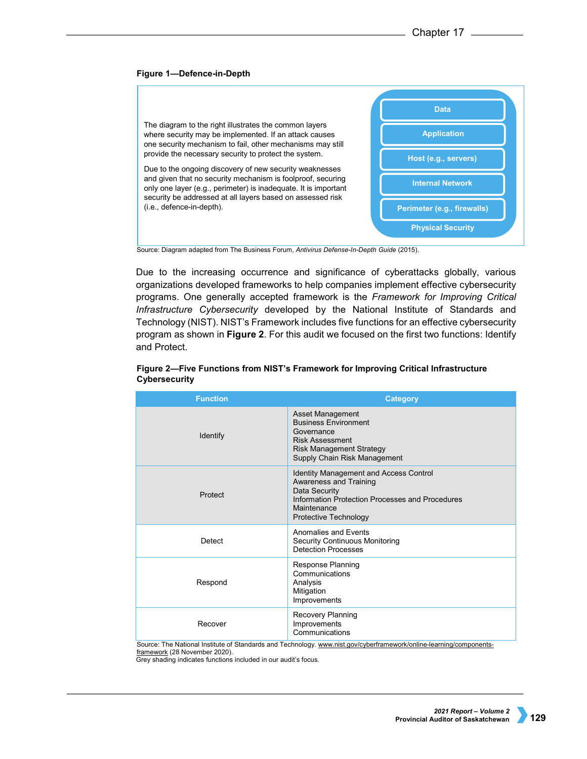**Figure 1—Defence-in-Depth**

The diagram to the right illustrates the common layers where security may be implemented. If an attack causes one security mechanism to fail, other mechanisms may still provide the necessary security to protect the system.

Due to the ongoing discovery of new security weaknesses and given that no security mechanism is foolproof, securing only one layer (e.g., perimeter) is inadequate. It is important security be addressed at all layers based on assessed risk (i.e., defence-in-depth).

- Data
- Application
- Host (e.g., servers)
- Internal Network
- Perimeter (e.g., firewalls)
- Physical Security

Source: Diagram adapted from The Business Forum, *Antivirus Defense-In-Depth Guide* (2015).

Due to the increasing occurrence and significance of cyberattacks globally, various organizations developed frameworks to help companies implement effective cybersecurity programs. One generally accepted framework is the *Framework for Improving Critical Infrastructure Cybersecurity* developed by the National Institute of Standards and Technology (NIST). NIST's Framework includes five functions for an effective cybersecurity program as shown in **Figure 2**. For this audit we focused on the first two functions: Identify and Protect.

**Figure 2—Five Functions from NIST's Framework for Improving Critical Infrastructure Cybersecurity**

| Function | Category |
|---|---|
| Identify | Asset Management<br>Business Environment<br>Governance<br>Risk Assessment<br>Risk Management Strategy<br>Supply Chain Risk Management |
| Protect | Identity Management and Access Control<br>Awareness and Training<br>Data Security<br>Information Protection Processes and Procedures<br>Maintenance<br>Protective Technology |
| Detect | Anomalies and Events<br>Security Continuous Monitoring<br>Detection Processes |
| Respond | Response Planning<br>Communications<br>Analysis<br>Mitigation<br>Improvements |
| Recover | Recovery Planning<br>Improvements<br>Communications |

Source: The National Institute of Standards and Technology. www.nist.gov/cyberframework/online-learning/components-framework (28 November 2020).
Grey shading indicates functions included in our audit's focus.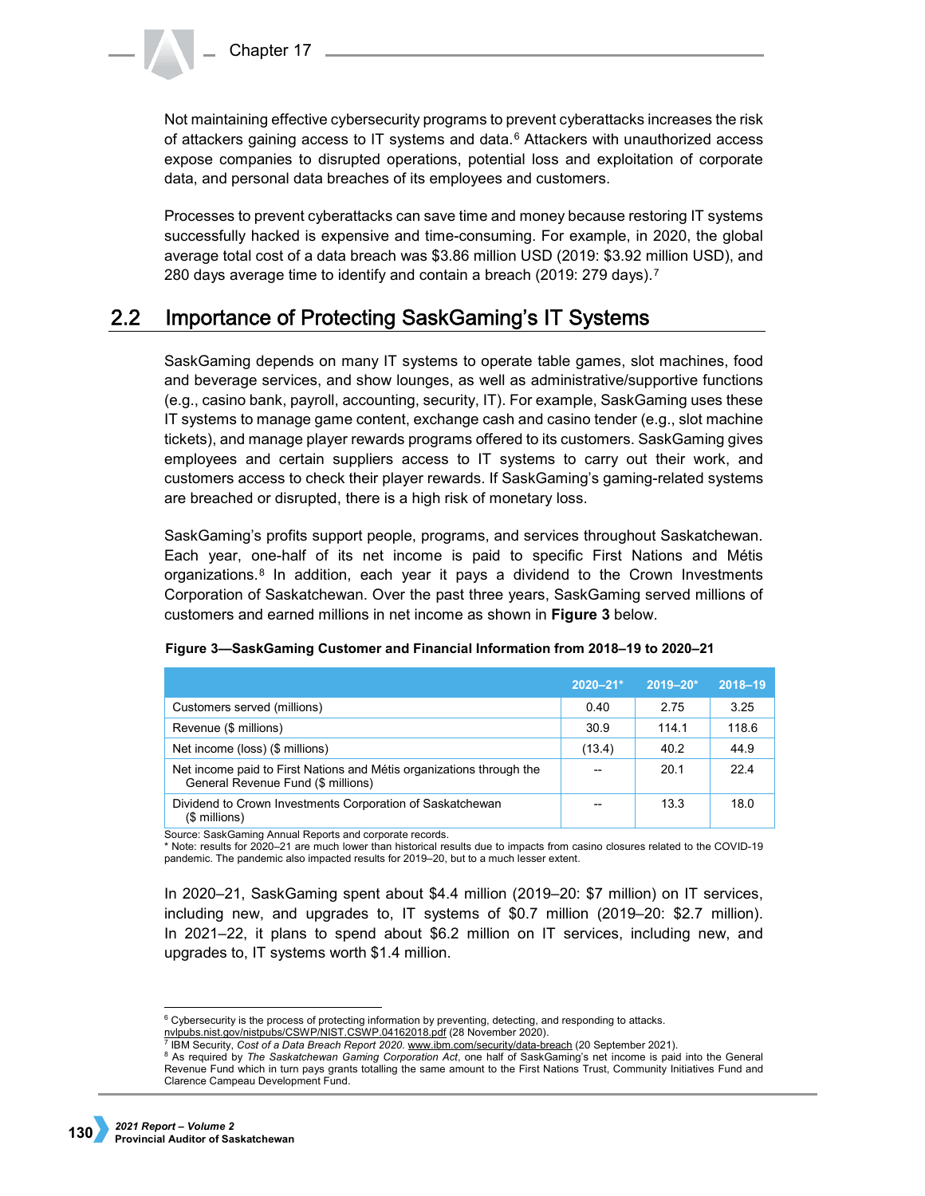Not maintaining effective cybersecurity programs to prevent cyberattacks increases the risk of attackers gaining access to IT systems and data.[6] Attackers with unauthorized access expose companies to disrupted operations, potential loss and exploitation of corporate data, and personal data breaches of its employees and customers.

Processes to prevent cyberattacks can save time and money because restoring IT systems successfully hacked is expensive and time-consuming. For example, in 2020, the global average total cost of a data breach was $3.86 million USD (2019: $3.92 million USD), and 280 days average time to identify and contain a breach (2019: 279 days).[7]

## 2.2 Importance of Protecting SaskGaming's IT Systems

SaskGaming depends on many IT systems to operate table games, slot machines, food and beverage services, and show lounges, as well as administrative/supportive functions (e.g., casino bank, payroll, accounting, security, IT). For example, SaskGaming uses these IT systems to manage game content, exchange cash and casino tender (e.g., slot machine tickets), and manage player rewards programs offered to its customers. SaskGaming gives employees and certain suppliers access to IT systems to carry out their work, and customers access to check their player rewards. If SaskGaming's gaming-related systems are breached or disrupted, there is a high risk of monetary loss.

SaskGaming's profits support people, programs, and services throughout Saskatchewan. Each year, one-half of its net income is paid to specific First Nations and Métis organizations.[8] In addition, each year it pays a dividend to the Crown Investments Corporation of Saskatchewan. Over the past three years, SaskGaming served millions of customers and earned millions in net income as shown in **Figure 3** below.

**Figure 3—SaskGaming Customer and Financial Information from 2018–19 to 2020–21**

| | 2020–21* | 2019–20* | 2018–19 |
|---|---|---|---|
| Customers served (millions) | 0.40 | 2.75 | 3.25 |
| Revenue ($ millions) | 30.9 | 114.1 | 118.6 |
| Net income (loss) ($ millions) | (13.4) | 40.2 | 44.9 |
| Net income paid to First Nations and Métis organizations through the General Revenue Fund ($ millions) | -- | 20.1 | 22.4 |
| Dividend to Crown Investments Corporation of Saskatchewan ($ millions) | -- | 13.3 | 18.0 |

Source: SaskGaming Annual Reports and corporate records.
* Note: results for 2020–21 are much lower than historical results due to impacts from casino closures related to the COVID-19 pandemic. The pandemic also impacted results for 2019–20, but to a much lesser extent.

In 2020–21, SaskGaming spent about $4.4 million (2019–20: $7 million) on IT services, including new, and upgrades to, IT systems of $0.7 million (2019–20: $2.7 million). In 2021–22, it plans to spend about $6.2 million on IT services, including new, and upgrades to, IT systems worth $1.4 million.

---

[6] Cybersecurity is the process of protecting information by preventing, detecting, and responding to attacks. nvlpubs.nist.gov/nistpubs/CSWP/NIST.CSWP.04162018.pdf (28 November 2020).

[7] IBM Security, *Cost of a Data Breach Report 2020*. www.ibm.com/security/data-breach (20 September 2021).

[8] As required by *The Saskatchewan Gaming Corporation Act*, one half of SaskGaming's net income is paid into the General Revenue Fund which in turn pays grants totalling the same amount to the First Nations Trust, Community Initiatives Fund and Clarence Campeau Development Fund.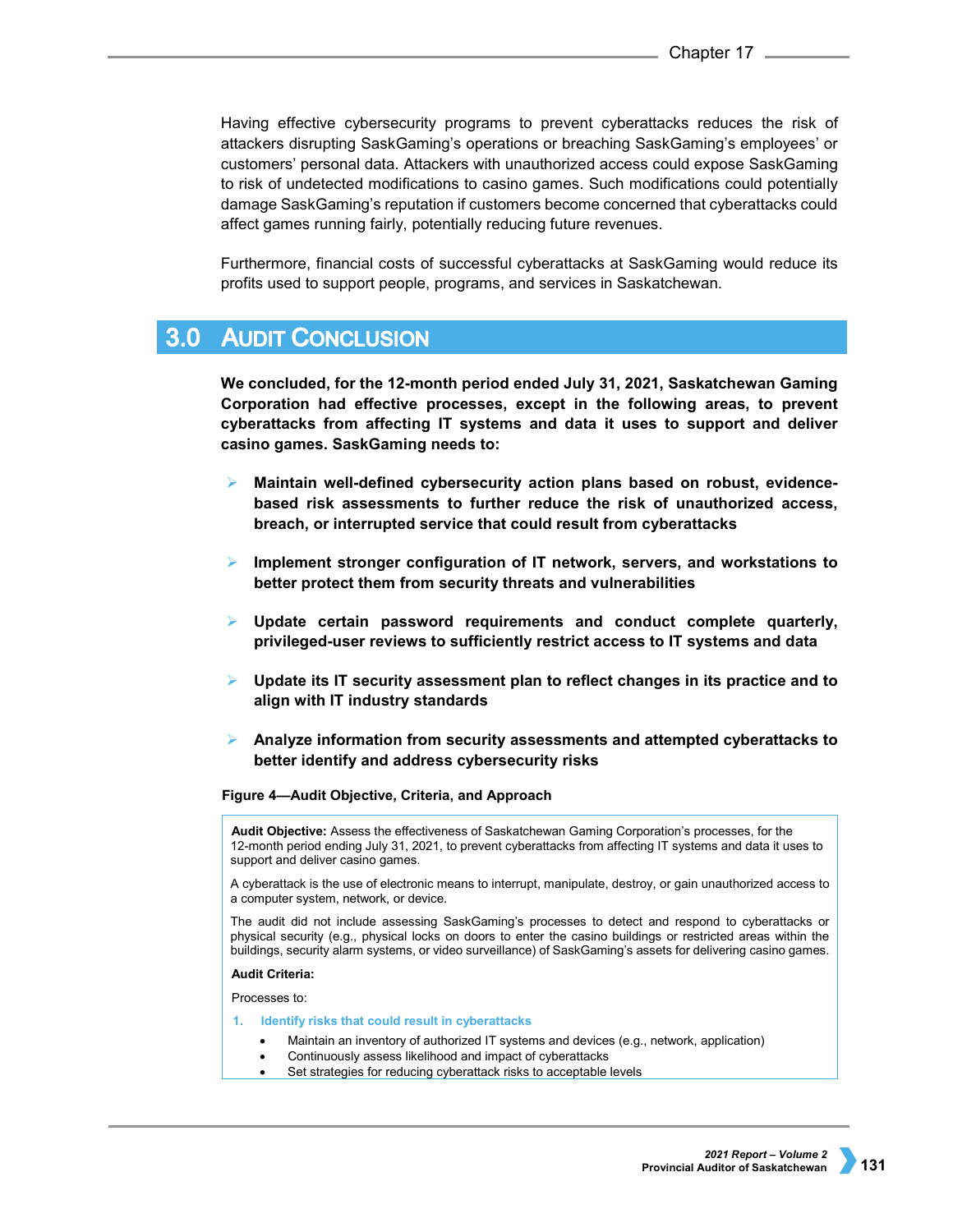Having effective cybersecurity programs to prevent cyberattacks reduces the risk of attackers disrupting SaskGaming's operations or breaching SaskGaming's employees' or customers' personal data. Attackers with unauthorized access could expose SaskGaming to risk of undetected modifications to casino games. Such modifications could potentially damage SaskGaming's reputation if customers become concerned that cyberattacks could affect games running fairly, potentially reducing future revenues.

Furthermore, financial costs of successful cyberattacks at SaskGaming would reduce its profits used to support people, programs, and services in Saskatchewan.

# 3.0 Audit Conclusion

**We concluded, for the 12-month period ended July 31, 2021, Saskatchewan Gaming Corporation had effective processes, except in the following areas, to prevent cyberattacks from affecting IT systems and data it uses to support and deliver casino games. SaskGaming needs to:**

- **Maintain well-defined cybersecurity action plans based on robust, evidence-based risk assessments to further reduce the risk of unauthorized access, breach, or interrupted service that could result from cyberattacks**
- **Implement stronger configuration of IT network, servers, and workstations to better protect them from security threats and vulnerabilities**
- **Update certain password requirements and conduct complete quarterly, privileged-user reviews to sufficiently restrict access to IT systems and data**
- **Update its IT security assessment plan to reflect changes in its practice and to align with IT industry standards**
- **Analyze information from security assessments and attempted cyberattacks to better identify and address cybersecurity risks**

**Figure 4—Audit Objective, Criteria, and Approach**

**Audit Objective:** Assess the effectiveness of Saskatchewan Gaming Corporation's processes, for the 12-month period ending July 31, 2021, to prevent cyberattacks from affecting IT systems and data it uses to support and deliver casino games.

A cyberattack is the use of electronic means to interrupt, manipulate, destroy, or gain unauthorized access to a computer system, network, or device.

The audit did not include assessing SaskGaming's processes to detect and respond to cyberattacks or physical security (e.g., physical locks on doors to enter the casino buildings or restricted areas within the buildings, security alarm systems, or video surveillance) of SaskGaming's assets for delivering casino games.

**Audit Criteria:**

Processes to:

1. **Identify risks that could result in cyberattacks**
    - Maintain an inventory of authorized IT systems and devices (e.g., network, application)
    - Continuously assess likelihood and impact of cyberattacks
    - Set strategies for reducing cyberattack risks to acceptable levels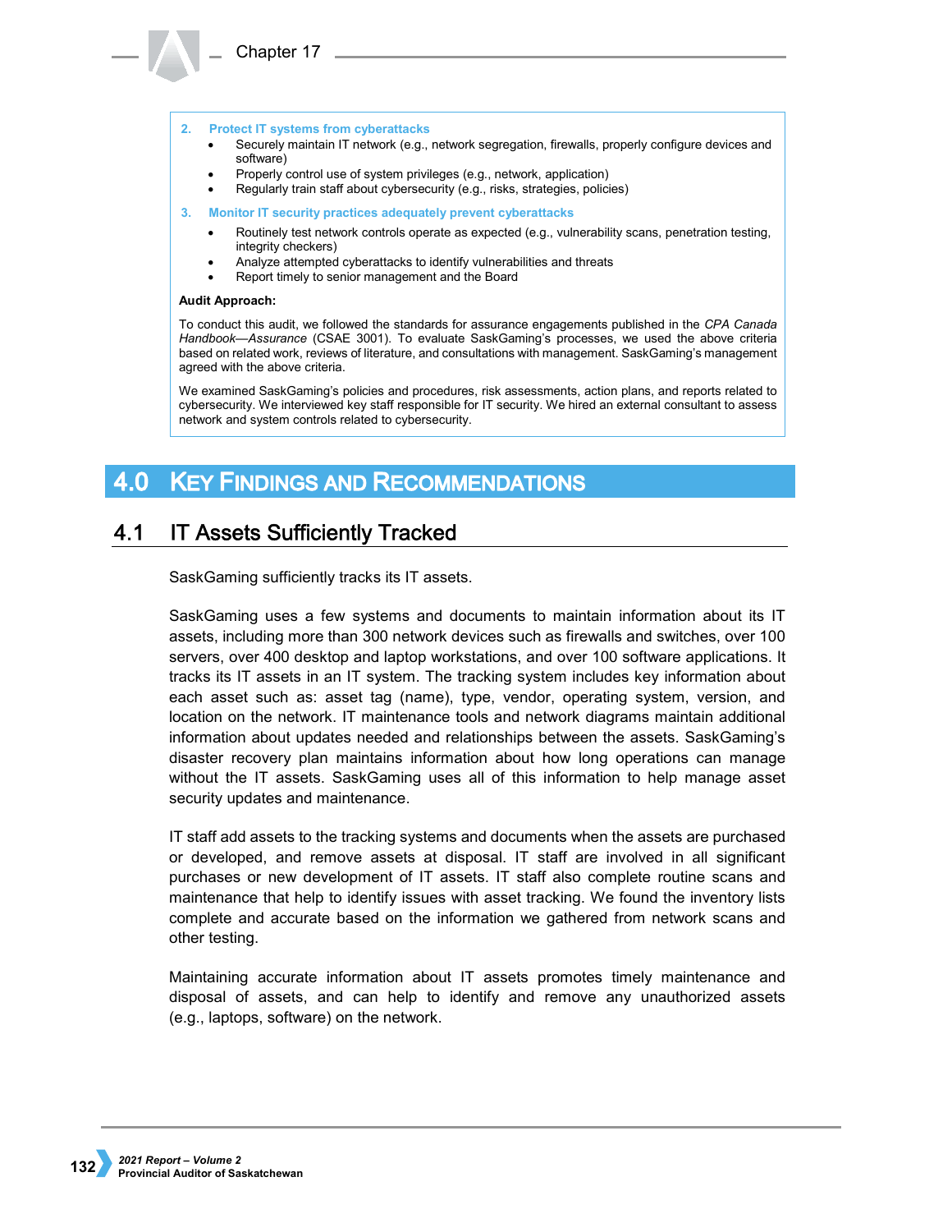2. **Protect IT systems from cyberattacks**
   - Securely maintain IT network (e.g., network segregation, firewalls, properly configure devices and software)
   - Properly control use of system privileges (e.g., network, application)
   - Regularly train staff about cybersecurity (e.g., risks, strategies, policies)
3. **Monitor IT security practices adequately prevent cyberattacks**
   - Routinely test network controls operate as expected (e.g., vulnerability scans, penetration testing, integrity checkers)
   - Analyze attempted cyberattacks to identify vulnerabilities and threats
   - Report timely to senior management and the Board

**Audit Approach:**

To conduct this audit, we followed the standards for assurance engagements published in the *CPA Canada Handbook—Assurance* (CSAE 3001). To evaluate SaskGaming's processes, we used the above criteria based on related work, reviews of literature, and consultations with management. SaskGaming's management agreed with the above criteria.

We examined SaskGaming's policies and procedures, risk assessments, action plans, and reports related to cybersecurity. We interviewed key staff responsible for IT security. We hired an external consultant to assess network and system controls related to cybersecurity.

# 4.0 Key Findings and Recommendations

## 4.1 IT Assets Sufficiently Tracked

SaskGaming sufficiently tracks its IT assets.

SaskGaming uses a few systems and documents to maintain information about its IT assets, including more than 300 network devices such as firewalls and switches, over 100 servers, over 400 desktop and laptop workstations, and over 100 software applications. It tracks its IT assets in an IT system. The tracking system includes key information about each asset such as: asset tag (name), type, vendor, operating system, version, and location on the network. IT maintenance tools and network diagrams maintain additional information about updates needed and relationships between the assets. SaskGaming's disaster recovery plan maintains information about how long operations can manage without the IT assets. SaskGaming uses all of this information to help manage asset security updates and maintenance.

IT staff add assets to the tracking systems and documents when the assets are purchased or developed, and remove assets at disposal. IT staff are involved in all significant purchases or new development of IT assets. IT staff also complete routine scans and maintenance that help to identify issues with asset tracking. We found the inventory lists complete and accurate based on the information we gathered from network scans and other testing.

Maintaining accurate information about IT assets promotes timely maintenance and disposal of assets, and can help to identify and remove any unauthorized assets (e.g., laptops, software) on the network.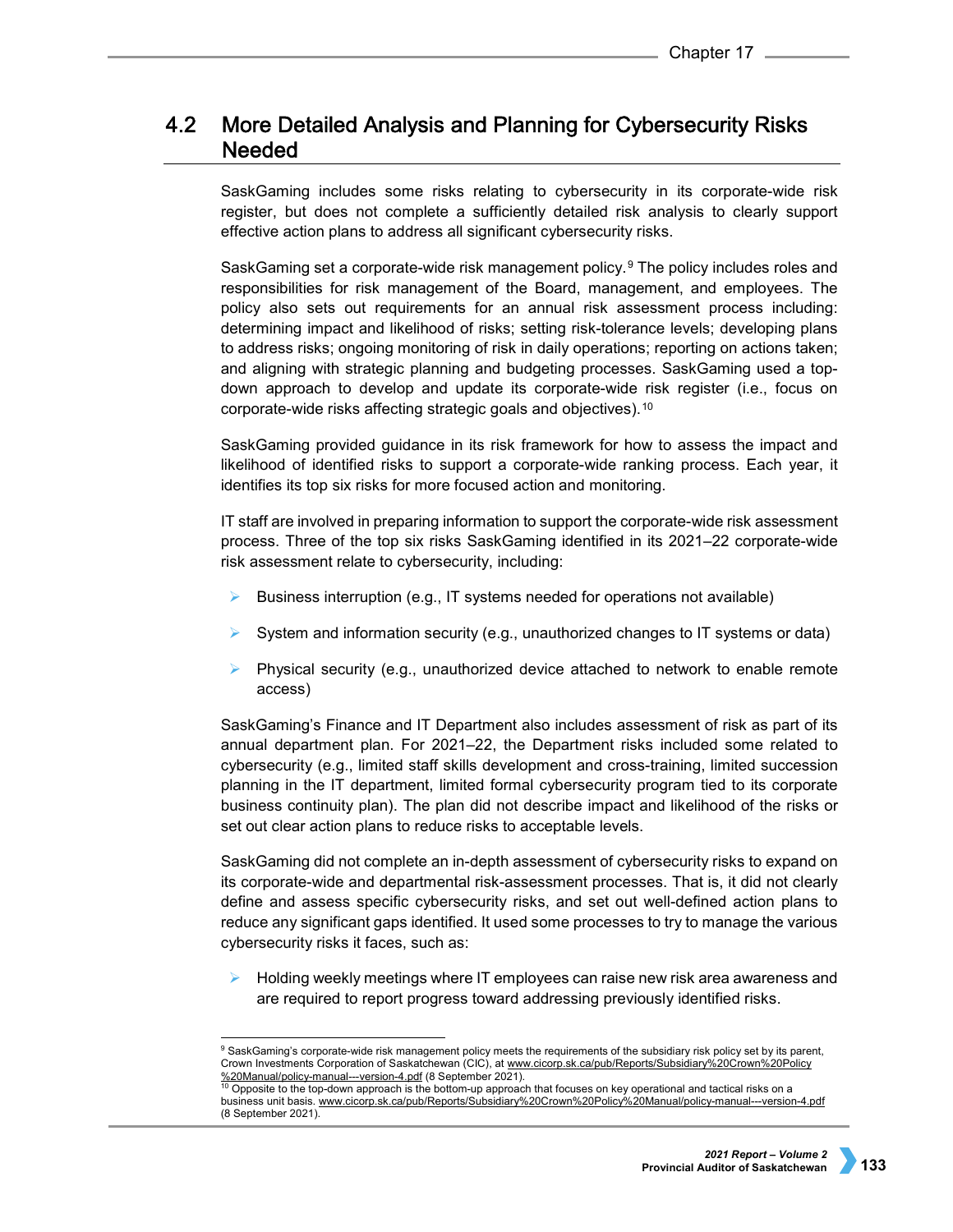## 4.2 More Detailed Analysis and Planning for Cybersecurity Risks Needed

SaskGaming includes some risks relating to cybersecurity in its corporate-wide risk register, but does not complete a sufficiently detailed risk analysis to clearly support effective action plans to address all significant cybersecurity risks.

SaskGaming set a corporate-wide risk management policy.[9] The policy includes roles and responsibilities for risk management of the Board, management, and employees. The policy also sets out requirements for an annual risk assessment process including: determining impact and likelihood of risks; setting risk-tolerance levels; developing plans to address risks; ongoing monitoring of risk in daily operations; reporting on actions taken; and aligning with strategic planning and budgeting processes. SaskGaming used a top-down approach to develop and update its corporate-wide risk register (i.e., focus on corporate-wide risks affecting strategic goals and objectives).[10]

SaskGaming provided guidance in its risk framework for how to assess the impact and likelihood of identified risks to support a corporate-wide ranking process. Each year, it identifies its top six risks for more focused action and monitoring.

IT staff are involved in preparing information to support the corporate-wide risk assessment process. Three of the top six risks SaskGaming identified in its 2021–22 corporate-wide risk assessment relate to cybersecurity, including:

- Business interruption (e.g., IT systems needed for operations not available)
- System and information security (e.g., unauthorized changes to IT systems or data)
- Physical security (e.g., unauthorized device attached to network to enable remote access)

SaskGaming's Finance and IT Department also includes assessment of risk as part of its annual department plan. For 2021–22, the Department risks included some related to cybersecurity (e.g., limited staff skills development and cross-training, limited succession planning in the IT department, limited formal cybersecurity program tied to its corporate business continuity plan). The plan did not describe impact and likelihood of the risks or set out clear action plans to reduce risks to acceptable levels.

SaskGaming did not complete an in-depth assessment of cybersecurity risks to expand on its corporate-wide and departmental risk-assessment processes. That is, it did not clearly define and assess specific cybersecurity risks, and set out well-defined action plans to reduce any significant gaps identified. It used some processes to try to manage the various cybersecurity risks it faces, such as:

- Holding weekly meetings where IT employees can raise new risk area awareness and are required to report progress toward addressing previously identified risks.

---

[9] SaskGaming's corporate-wide risk management policy meets the requirements of the subsidiary risk policy set by its parent, Crown Investments Corporation of Saskatchewan (CIC), at www.cicorp.sk.ca/pub/Reports/Subsidiary%20Crown%20Policy%20Manual/policy-manual---version-4.pdf (8 September 2021).

[10] Opposite to the top-down approach is the bottom-up approach that focuses on key operational and tactical risks on a business unit basis. www.cicorp.sk.ca/pub/Reports/Subsidiary%20Crown%20Policy%20Manual/policy-manual---version-4.pdf (8 September 2021).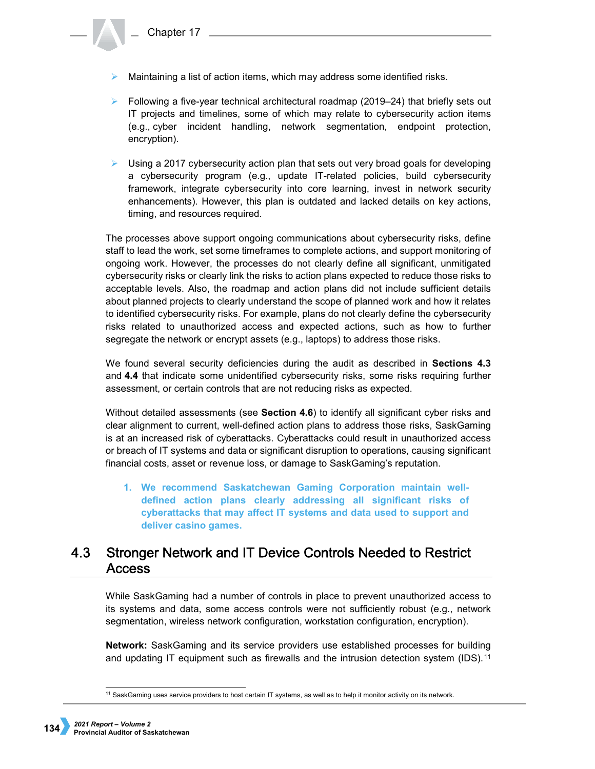- Maintaining a list of action items, which may address some identified risks.
- Following a five-year technical architectural roadmap (2019–24) that briefly sets out IT projects and timelines, some of which may relate to cybersecurity action items (e.g., cyber incident handling, network segmentation, endpoint protection, encryption).
- Using a 2017 cybersecurity action plan that sets out very broad goals for developing a cybersecurity program (e.g., update IT-related policies, build cybersecurity framework, integrate cybersecurity into core learning, invest in network security enhancements). However, this plan is outdated and lacked details on key actions, timing, and resources required.

The processes above support ongoing communications about cybersecurity risks, define staff to lead the work, set some timeframes to complete actions, and support monitoring of ongoing work. However, the processes do not clearly define all significant, unmitigated cybersecurity risks or clearly link the risks to action plans expected to reduce those risks to acceptable levels. Also, the roadmap and action plans did not include sufficient details about planned projects to clearly understand the scope of planned work and how it relates to identified cybersecurity risks. For example, plans do not clearly define the cybersecurity risks related to unauthorized access and expected actions, such as how to further segregate the network or encrypt assets (e.g., laptops) to address those risks.

We found several security deficiencies during the audit as described in **Sections 4.3** and **4.4** that indicate some unidentified cybersecurity risks, some risks requiring further assessment, or certain controls that are not reducing risks as expected.

Without detailed assessments (see **Section 4.6**) to identify all significant cyber risks and clear alignment to current, well-defined action plans to address those risks, SaskGaming is at an increased risk of cyberattacks. Cyberattacks could result in unauthorized access or breach of IT systems and data or significant disruption to operations, causing significant financial costs, asset or revenue loss, or damage to SaskGaming's reputation.

1. **We recommend Saskatchewan Gaming Corporation maintain well-defined action plans clearly addressing all significant risks of cyberattacks that may affect IT systems and data used to support and deliver casino games.**

## 4.3 Stronger Network and IT Device Controls Needed to Restrict Access

While SaskGaming had a number of controls in place to prevent unauthorized access to its systems and data, some access controls were not sufficiently robust (e.g., network segmentation, wireless network configuration, workstation configuration, encryption).

**Network:** SaskGaming and its service providers use established processes for building and updating IT equipment such as firewalls and the intrusion detection system (IDS).[11]

[11] SaskGaming uses service providers to host certain IT systems, as well as to help it monitor activity on its network.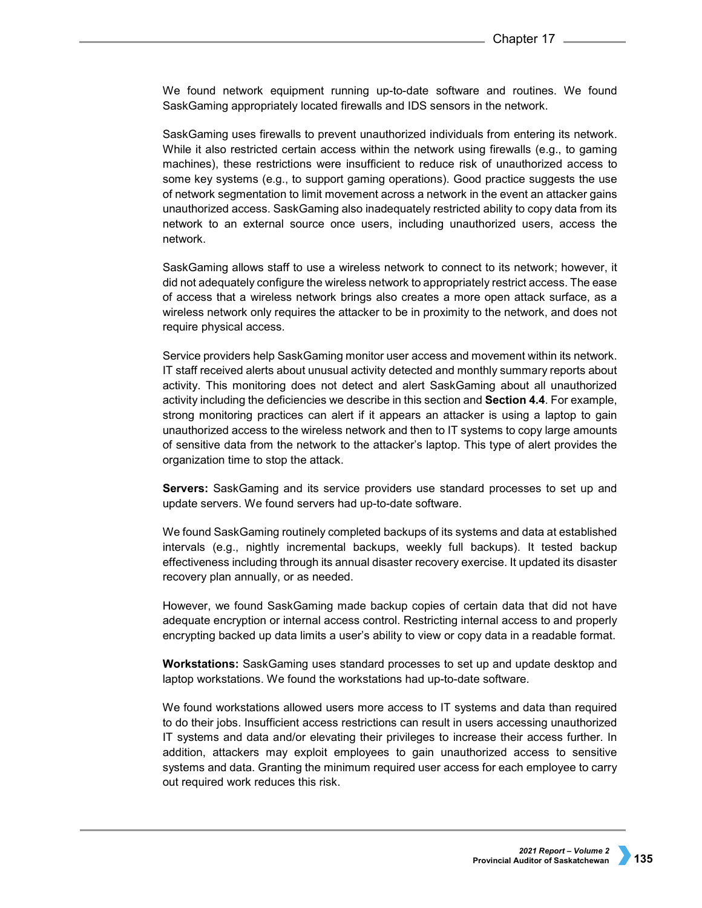We found network equipment running up-to-date software and routines. We found SaskGaming appropriately located firewalls and IDS sensors in the network.

SaskGaming uses firewalls to prevent unauthorized individuals from entering its network. While it also restricted certain access within the network using firewalls (e.g., to gaming machines), these restrictions were insufficient to reduce risk of unauthorized access to some key systems (e.g., to support gaming operations). Good practice suggests the use of network segmentation to limit movement across a network in the event an attacker gains unauthorized access. SaskGaming also inadequately restricted ability to copy data from its network to an external source once users, including unauthorized users, access the network.

SaskGaming allows staff to use a wireless network to connect to its network; however, it did not adequately configure the wireless network to appropriately restrict access. The ease of access that a wireless network brings also creates a more open attack surface, as a wireless network only requires the attacker to be in proximity to the network, and does not require physical access.

Service providers help SaskGaming monitor user access and movement within its network. IT staff received alerts about unusual activity detected and monthly summary reports about activity. This monitoring does not detect and alert SaskGaming about all unauthorized activity including the deficiencies we describe in this section and **Section 4.4**. For example, strong monitoring practices can alert if it appears an attacker is using a laptop to gain unauthorized access to the wireless network and then to IT systems to copy large amounts of sensitive data from the network to the attacker's laptop. This type of alert provides the organization time to stop the attack.

**Servers:** SaskGaming and its service providers use standard processes to set up and update servers. We found servers had up-to-date software.

We found SaskGaming routinely completed backups of its systems and data at established intervals (e.g., nightly incremental backups, weekly full backups). It tested backup effectiveness including through its annual disaster recovery exercise. It updated its disaster recovery plan annually, or as needed.

However, we found SaskGaming made backup copies of certain data that did not have adequate encryption or internal access control. Restricting internal access to and properly encrypting backed up data limits a user's ability to view or copy data in a readable format.

**Workstations:** SaskGaming uses standard processes to set up and update desktop and laptop workstations. We found the workstations had up-to-date software.

We found workstations allowed users more access to IT systems and data than required to do their jobs. Insufficient access restrictions can result in users accessing unauthorized IT systems and data and/or elevating their privileges to increase their access further. In addition, attackers may exploit employees to gain unauthorized access to sensitive systems and data. Granting the minimum required user access for each employee to carry out required work reduces this risk.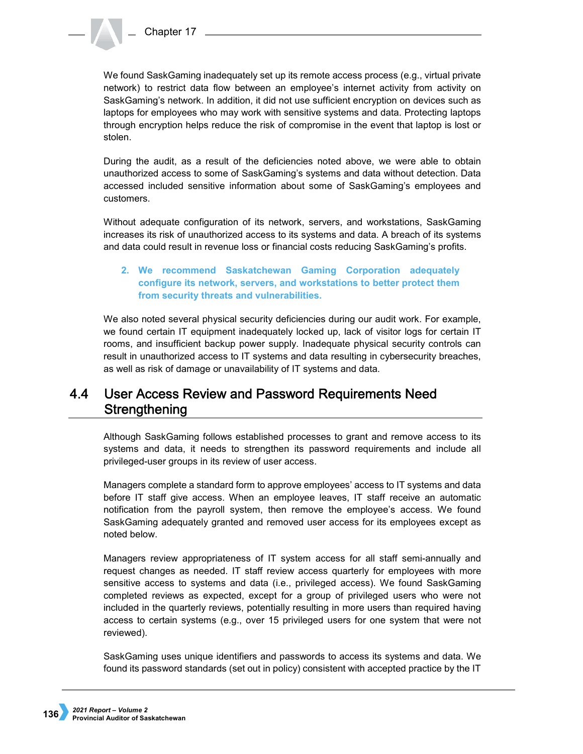We found SaskGaming inadequately set up its remote access process (e.g., virtual private network) to restrict data flow between an employee's internet activity from activity on SaskGaming's network. In addition, it did not use sufficient encryption on devices such as laptops for employees who may work with sensitive systems and data. Protecting laptops through encryption helps reduce the risk of compromise in the event that laptop is lost or stolen.

During the audit, as a result of the deficiencies noted above, we were able to obtain unauthorized access to some of SaskGaming's systems and data without detection. Data accessed included sensitive information about some of SaskGaming's employees and customers.

Without adequate configuration of its network, servers, and workstations, SaskGaming increases its risk of unauthorized access to its systems and data. A breach of its systems and data could result in revenue loss or financial costs reducing SaskGaming's profits.

> **2. We recommend Saskatchewan Gaming Corporation adequately configure its network, servers, and workstations to better protect them from security threats and vulnerabilities.**

We also noted several physical security deficiencies during our audit work. For example, we found certain IT equipment inadequately locked up, lack of visitor logs for certain IT rooms, and insufficient backup power supply. Inadequate physical security controls can result in unauthorized access to IT systems and data resulting in cybersecurity breaches, as well as risk of damage or unavailability of IT systems and data.

## 4.4 User Access Review and Password Requirements Need Strengthening

Although SaskGaming follows established processes to grant and remove access to its systems and data, it needs to strengthen its password requirements and include all privileged-user groups in its review of user access.

Managers complete a standard form to approve employees' access to IT systems and data before IT staff give access. When an employee leaves, IT staff receive an automatic notification from the payroll system, then remove the employee's access. We found SaskGaming adequately granted and removed user access for its employees except as noted below.

Managers review appropriateness of IT system access for all staff semi-annually and request changes as needed. IT staff review access quarterly for employees with more sensitive access to systems and data (i.e., privileged access). We found SaskGaming completed reviews as expected, except for a group of privileged users who were not included in the quarterly reviews, potentially resulting in more users than required having access to certain systems (e.g., over 15 privileged users for one system that were not reviewed).

SaskGaming uses unique identifiers and passwords to access its systems and data. We found its password standards (set out in policy) consistent with accepted practice by the IT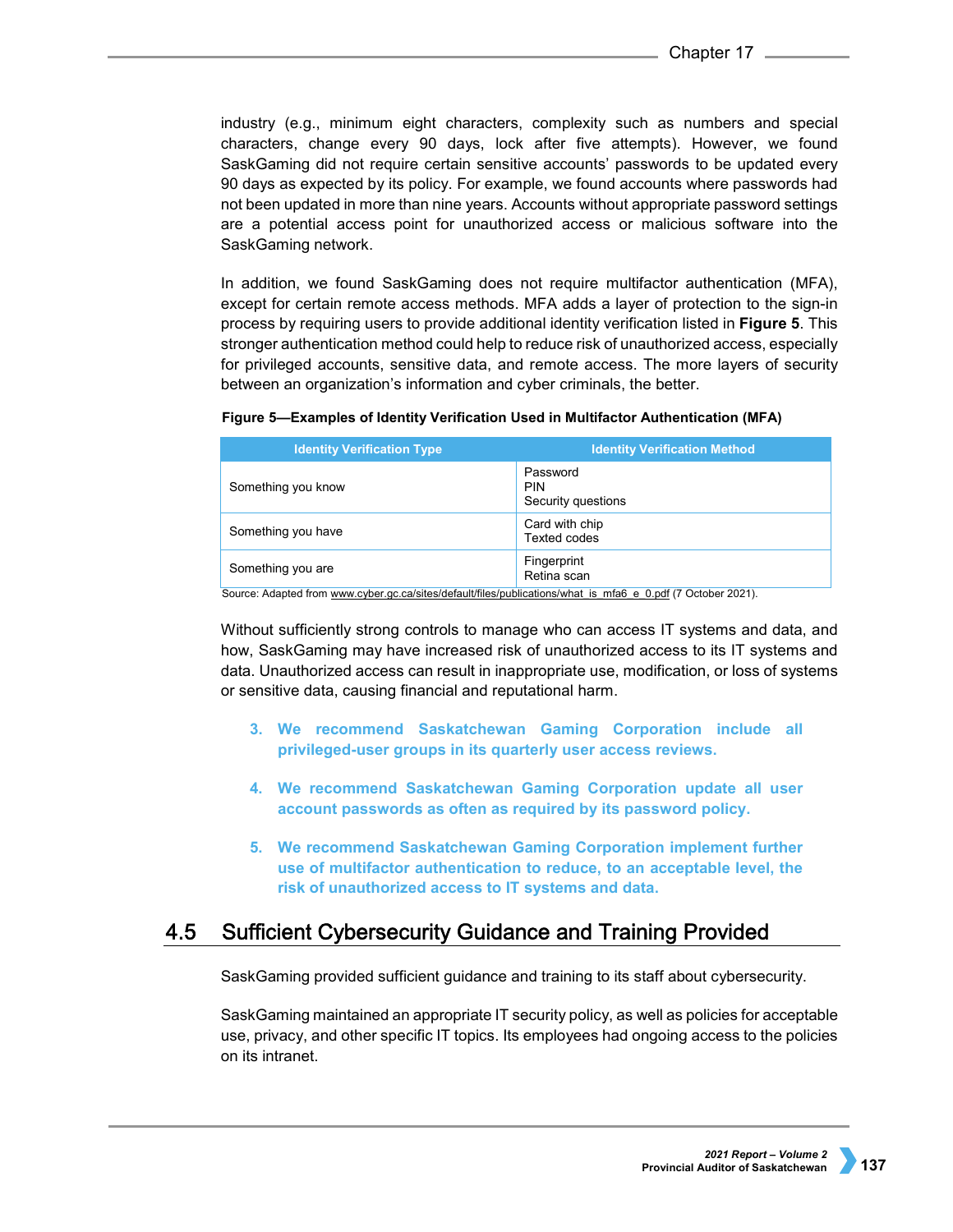industry (e.g., minimum eight characters, complexity such as numbers and special characters, change every 90 days, lock after five attempts). However, we found SaskGaming did not require certain sensitive accounts' passwords to be updated every 90 days as expected by its policy. For example, we found accounts where passwords had not been updated in more than nine years. Accounts without appropriate password settings are a potential access point for unauthorized access or malicious software into the SaskGaming network.

In addition, we found SaskGaming does not require multifactor authentication (MFA), except for certain remote access methods. MFA adds a layer of protection to the sign-in process by requiring users to provide additional identity verification listed in **Figure 5**. This stronger authentication method could help to reduce risk of unauthorized access, especially for privileged accounts, sensitive data, and remote access. The more layers of security between an organization's information and cyber criminals, the better.

**Figure 5—Examples of Identity Verification Used in Multifactor Authentication (MFA)**

| Identity Verification Type | Identity Verification Method |
|---|---|
| Something you know | Password<br>PIN<br>Security questions |
| Something you have | Card with chip<br>Texted codes |
| Something you are | Fingerprint<br>Retina scan |

Source: Adapted from www.cyber.gc.ca/sites/default/files/publications/what_is_mfa6_e_0.pdf (7 October 2021).

Without sufficiently strong controls to manage who can access IT systems and data, and how, SaskGaming may have increased risk of unauthorized access to its IT systems and data. Unauthorized access can result in inappropriate use, modification, or loss of systems or sensitive data, causing financial and reputational harm.

3. **We recommend Saskatchewan Gaming Corporation include all privileged-user groups in its quarterly user access reviews.**

4. **We recommend Saskatchewan Gaming Corporation update all user account passwords as often as required by its password policy.**

5. **We recommend Saskatchewan Gaming Corporation implement further use of multifactor authentication to reduce, to an acceptable level, the risk of unauthorized access to IT systems and data.**

## 4.5 Sufficient Cybersecurity Guidance and Training Provided

SaskGaming provided sufficient guidance and training to its staff about cybersecurity.

SaskGaming maintained an appropriate IT security policy, as well as policies for acceptable use, privacy, and other specific IT topics. Its employees had ongoing access to the policies on its intranet.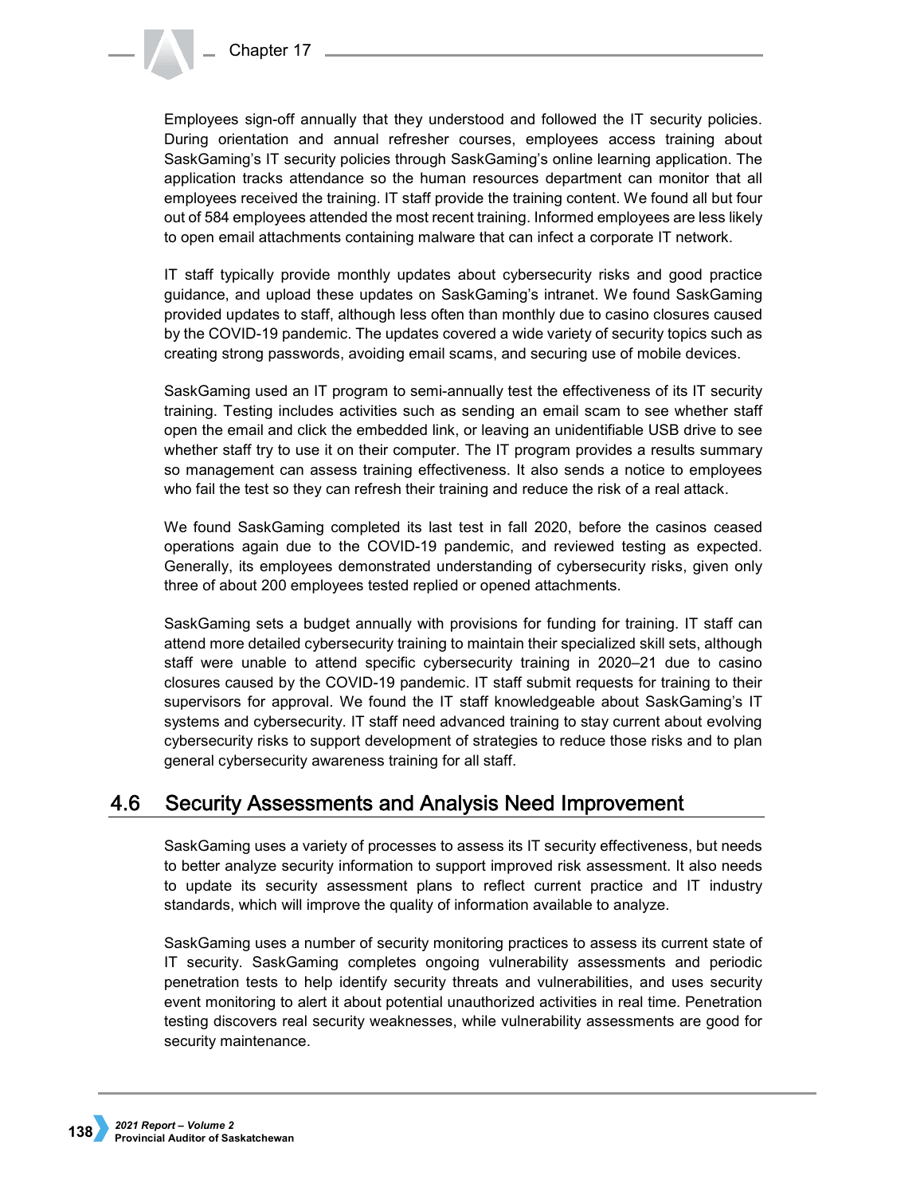Employees sign-off annually that they understood and followed the IT security policies. During orientation and annual refresher courses, employees access training about SaskGaming's IT security policies through SaskGaming's online learning application. The application tracks attendance so the human resources department can monitor that all employees received the training. IT staff provide the training content. We found all but four out of 584 employees attended the most recent training. Informed employees are less likely to open email attachments containing malware that can infect a corporate IT network.

IT staff typically provide monthly updates about cybersecurity risks and good practice guidance, and upload these updates on SaskGaming's intranet. We found SaskGaming provided updates to staff, although less often than monthly due to casino closures caused by the COVID-19 pandemic. The updates covered a wide variety of security topics such as creating strong passwords, avoiding email scams, and securing use of mobile devices.

SaskGaming used an IT program to semi-annually test the effectiveness of its IT security training. Testing includes activities such as sending an email scam to see whether staff open the email and click the embedded link, or leaving an unidentifiable USB drive to see whether staff try to use it on their computer. The IT program provides a results summary so management can assess training effectiveness. It also sends a notice to employees who fail the test so they can refresh their training and reduce the risk of a real attack.

We found SaskGaming completed its last test in fall 2020, before the casinos ceased operations again due to the COVID-19 pandemic, and reviewed testing as expected. Generally, its employees demonstrated understanding of cybersecurity risks, given only three of about 200 employees tested replied or opened attachments.

SaskGaming sets a budget annually with provisions for funding for training. IT staff can attend more detailed cybersecurity training to maintain their specialized skill sets, although staff were unable to attend specific cybersecurity training in 2020–21 due to casino closures caused by the COVID-19 pandemic. IT staff submit requests for training to their supervisors for approval. We found the IT staff knowledgeable about SaskGaming's IT systems and cybersecurity. IT staff need advanced training to stay current about evolving cybersecurity risks to support development of strategies to reduce those risks and to plan general cybersecurity awareness training for all staff.

## 4.6 Security Assessments and Analysis Need Improvement

SaskGaming uses a variety of processes to assess its IT security effectiveness, but needs to better analyze security information to support improved risk assessment. It also needs to update its security assessment plans to reflect current practice and IT industry standards, which will improve the quality of information available to analyze.

SaskGaming uses a number of security monitoring practices to assess its current state of IT security. SaskGaming completes ongoing vulnerability assessments and periodic penetration tests to help identify security threats and vulnerabilities, and uses security event monitoring to alert it about potential unauthorized activities in real time. Penetration testing discovers real security weaknesses, while vulnerability assessments are good for security maintenance.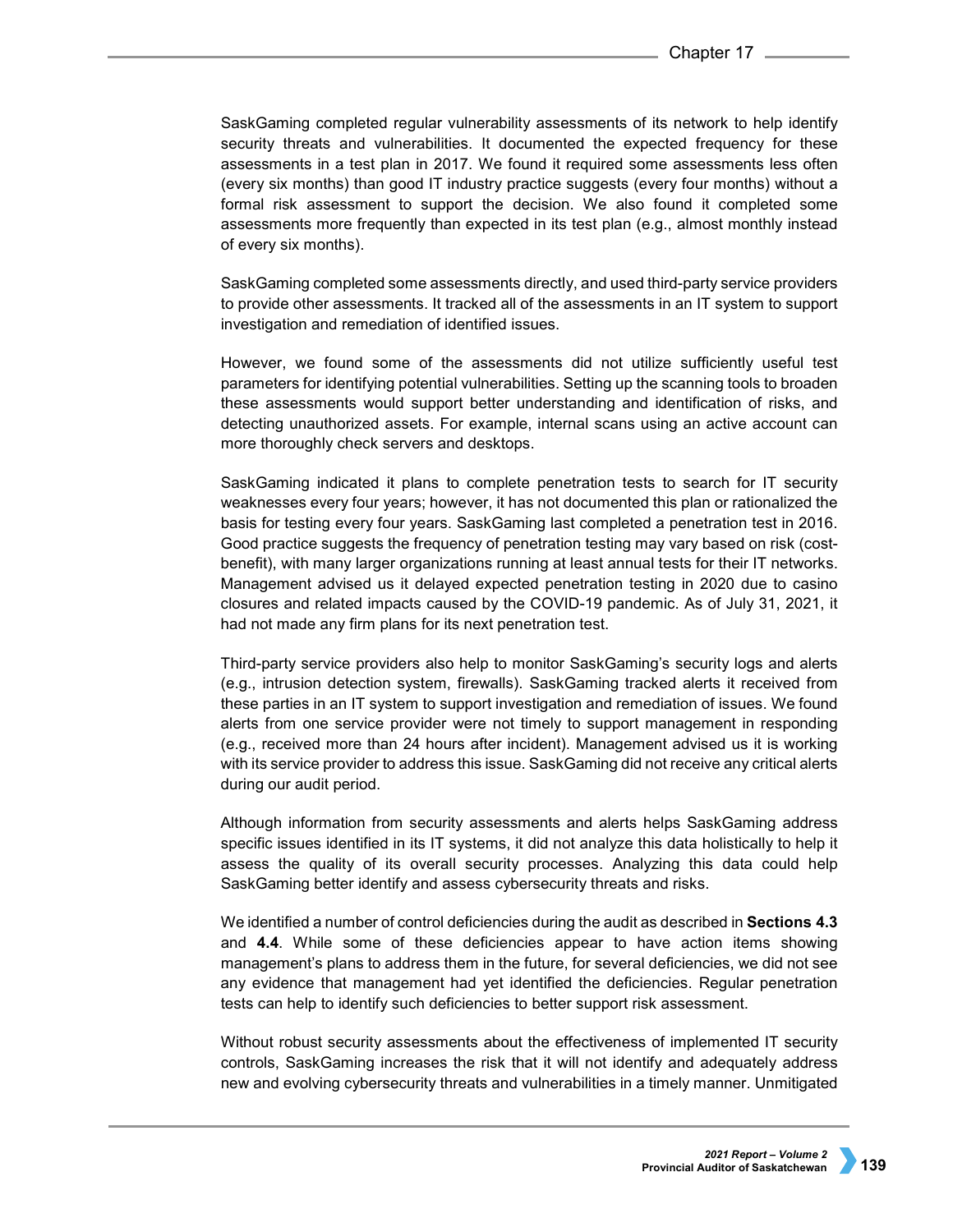SaskGaming completed regular vulnerability assessments of its network to help identify security threats and vulnerabilities. It documented the expected frequency for these assessments in a test plan in 2017. We found it required some assessments less often (every six months) than good IT industry practice suggests (every four months) without a formal risk assessment to support the decision. We also found it completed some assessments more frequently than expected in its test plan (e.g., almost monthly instead of every six months).

SaskGaming completed some assessments directly, and used third-party service providers to provide other assessments. It tracked all of the assessments in an IT system to support investigation and remediation of identified issues.

However, we found some of the assessments did not utilize sufficiently useful test parameters for identifying potential vulnerabilities. Setting up the scanning tools to broaden these assessments would support better understanding and identification of risks, and detecting unauthorized assets. For example, internal scans using an active account can more thoroughly check servers and desktops.

SaskGaming indicated it plans to complete penetration tests to search for IT security weaknesses every four years; however, it has not documented this plan or rationalized the basis for testing every four years. SaskGaming last completed a penetration test in 2016. Good practice suggests the frequency of penetration testing may vary based on risk (cost-benefit), with many larger organizations running at least annual tests for their IT networks. Management advised us it delayed expected penetration testing in 2020 due to casino closures and related impacts caused by the COVID-19 pandemic. As of July 31, 2021, it had not made any firm plans for its next penetration test.

Third-party service providers also help to monitor SaskGaming's security logs and alerts (e.g., intrusion detection system, firewalls). SaskGaming tracked alerts it received from these parties in an IT system to support investigation and remediation of issues. We found alerts from one service provider were not timely to support management in responding (e.g., received more than 24 hours after incident). Management advised us it is working with its service provider to address this issue. SaskGaming did not receive any critical alerts during our audit period.

Although information from security assessments and alerts helps SaskGaming address specific issues identified in its IT systems, it did not analyze this data holistically to help it assess the quality of its overall security processes. Analyzing this data could help SaskGaming better identify and assess cybersecurity threats and risks.

We identified a number of control deficiencies during the audit as described in **Sections 4.3** and **4.4**. While some of these deficiencies appear to have action items showing management's plans to address them in the future, for several deficiencies, we did not see any evidence that management had yet identified the deficiencies. Regular penetration tests can help to identify such deficiencies to better support risk assessment.

Without robust security assessments about the effectiveness of implemented IT security controls, SaskGaming increases the risk that it will not identify and adequately address new and evolving cybersecurity threats and vulnerabilities in a timely manner. Unmitigated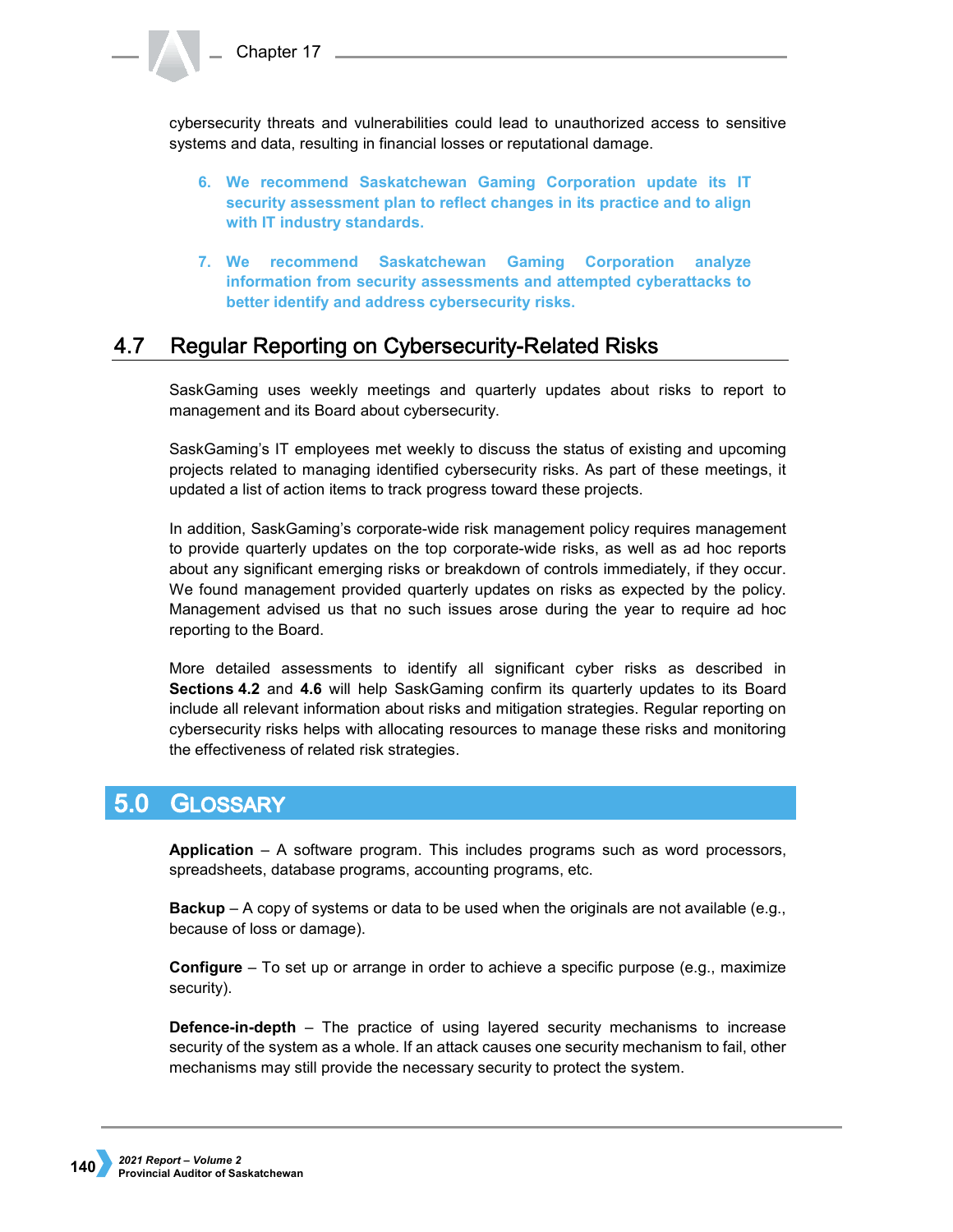cybersecurity threats and vulnerabilities could lead to unauthorized access to sensitive systems and data, resulting in financial losses or reputational damage.

6. **We recommend Saskatchewan Gaming Corporation update its IT security assessment plan to reflect changes in its practice and to align with IT industry standards.**

7. **We recommend Saskatchewan Gaming Corporation analyze information from security assessments and attempted cyberattacks to better identify and address cybersecurity risks.**

## 4.7 Regular Reporting on Cybersecurity-Related Risks

SaskGaming uses weekly meetings and quarterly updates about risks to report to management and its Board about cybersecurity.

SaskGaming's IT employees met weekly to discuss the status of existing and upcoming projects related to managing identified cybersecurity risks. As part of these meetings, it updated a list of action items to track progress toward these projects.

In addition, SaskGaming's corporate-wide risk management policy requires management to provide quarterly updates on the top corporate-wide risks, as well as ad hoc reports about any significant emerging risks or breakdown of controls immediately, if they occur. We found management provided quarterly updates on risks as expected by the policy. Management advised us that no such issues arose during the year to require ad hoc reporting to the Board.

More detailed assessments to identify all significant cyber risks as described in **Sections 4.2** and **4.6** will help SaskGaming confirm its quarterly updates to its Board include all relevant information about risks and mitigation strategies. Regular reporting on cybersecurity risks helps with allocating resources to manage these risks and monitoring the effectiveness of related risk strategies.

# 5.0 Glossary

**Application** – A software program. This includes programs such as word processors, spreadsheets, database programs, accounting programs, etc.

**Backup** – A copy of systems or data to be used when the originals are not available (e.g., because of loss or damage).

**Configure** – To set up or arrange in order to achieve a specific purpose (e.g., maximize security).

**Defence-in-depth** – The practice of using layered security mechanisms to increase security of the system as a whole. If an attack causes one security mechanism to fail, other mechanisms may still provide the necessary security to protect the system.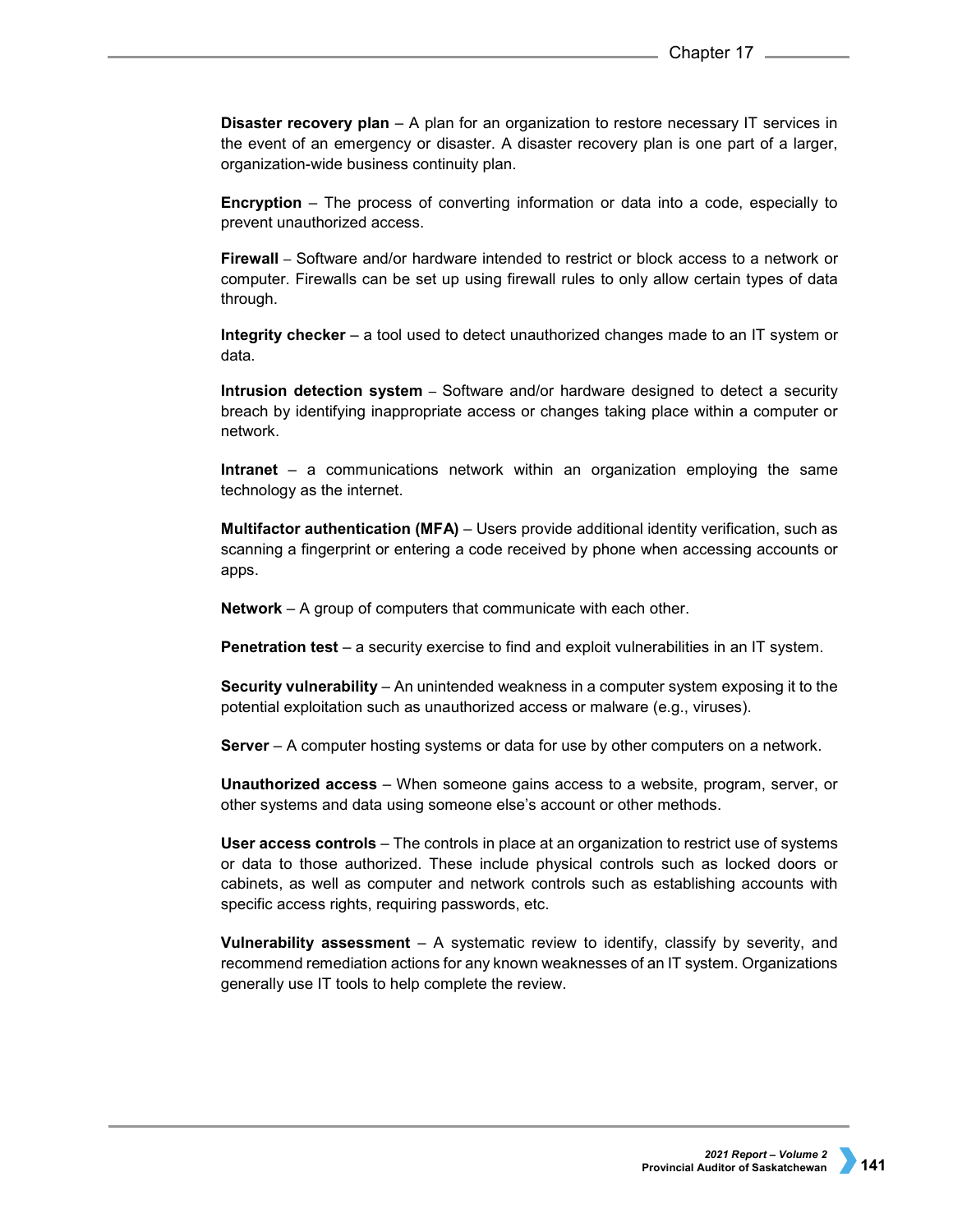**Disaster recovery plan** – A plan for an organization to restore necessary IT services in the event of an emergency or disaster. A disaster recovery plan is one part of a larger, organization-wide business continuity plan.

**Encryption** – The process of converting information or data into a code, especially to prevent unauthorized access.

**Firewall** – Software and/or hardware intended to restrict or block access to a network or computer. Firewalls can be set up using firewall rules to only allow certain types of data through.

**Integrity checker** – a tool used to detect unauthorized changes made to an IT system or data.

**Intrusion detection system** – Software and/or hardware designed to detect a security breach by identifying inappropriate access or changes taking place within a computer or network.

**Intranet** – a communications network within an organization employing the same technology as the internet.

**Multifactor authentication (MFA)** – Users provide additional identity verification, such as scanning a fingerprint or entering a code received by phone when accessing accounts or apps.

**Network** – A group of computers that communicate with each other.

**Penetration test** – a security exercise to find and exploit vulnerabilities in an IT system.

**Security vulnerability** – An unintended weakness in a computer system exposing it to the potential exploitation such as unauthorized access or malware (e.g., viruses).

**Server** – A computer hosting systems or data for use by other computers on a network.

**Unauthorized access** – When someone gains access to a website, program, server, or other systems and data using someone else's account or other methods.

**User access controls** – The controls in place at an organization to restrict use of systems or data to those authorized. These include physical controls such as locked doors or cabinets, as well as computer and network controls such as establishing accounts with specific access rights, requiring passwords, etc.

**Vulnerability assessment** – A systematic review to identify, classify by severity, and recommend remediation actions for any known weaknesses of an IT system. Organizations generally use IT tools to help complete the review.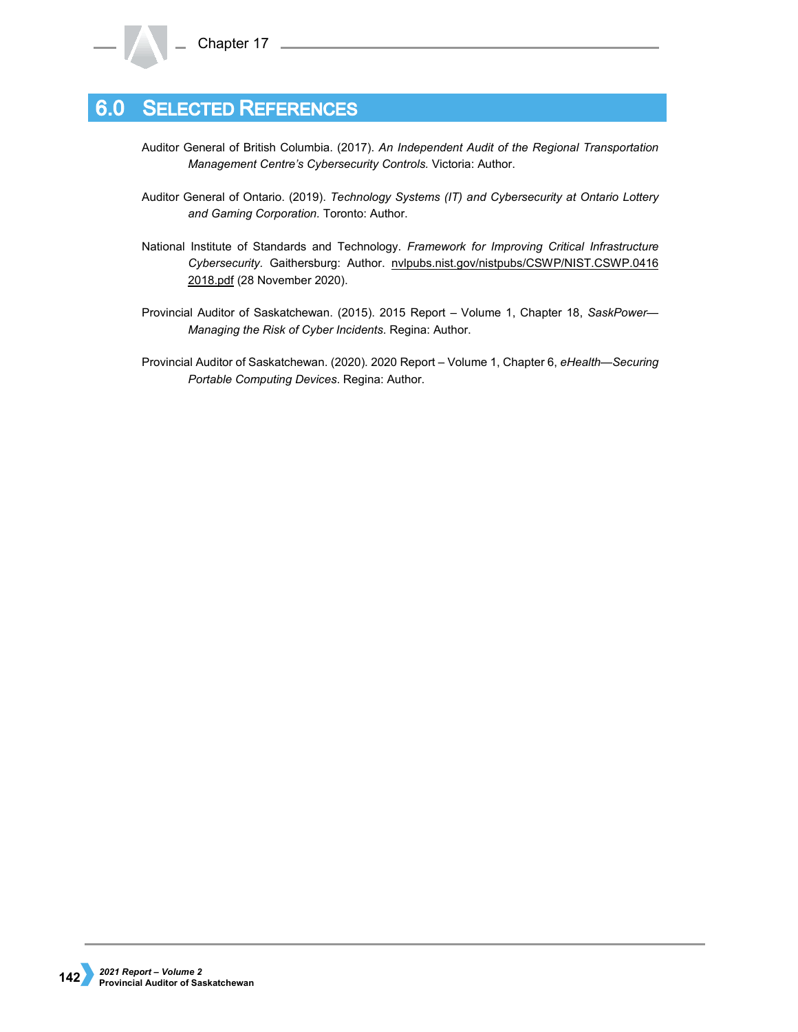## 6.0 Selected References

Auditor General of British Columbia. (2017). *An Independent Audit of the Regional Transportation Management Centre's Cybersecurity Controls.* Victoria: Author.

Auditor General of Ontario. (2019). *Technology Systems (IT) and Cybersecurity at Ontario Lottery and Gaming Corporation.* Toronto: Author.

National Institute of Standards and Technology. *Framework for Improving Critical Infrastructure Cybersecurity.* Gaithersburg: Author. nvlpubs.nist.gov/nistpubs/CSWP/NIST.CSWP.04162018.pdf (28 November 2020).

Provincial Auditor of Saskatchewan. (2015). 2015 Report – Volume 1, Chapter 18, *SaskPower—Managing the Risk of Cyber Incidents*. Regina: Author.

Provincial Auditor of Saskatchewan. (2020). 2020 Report – Volume 1, Chapter 6, *eHealth—Securing Portable Computing Devices*. Regina: Author.